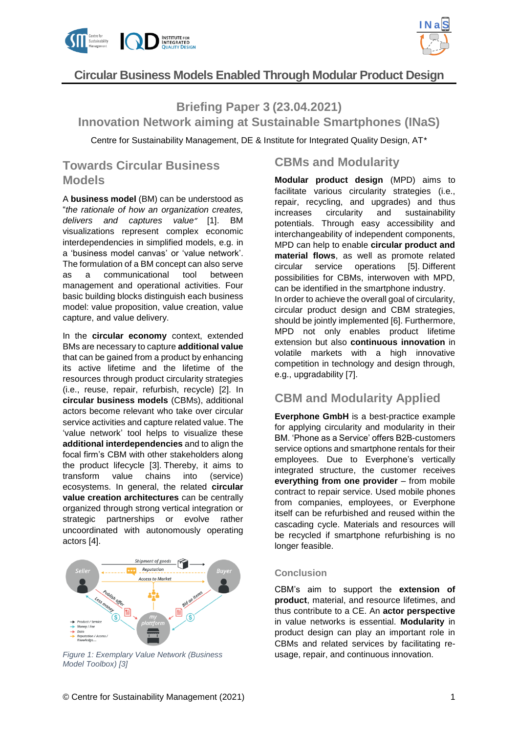# Circular Business Models Enabled Through Modular Product Design

## Briefing Paper 3 (23.04.2021)
## Innovation Network aiming at Sustainable Smartphones (INaS)

Centre for Sustainability Management, DE & Institute for Integrated Quality Design, AT*

## Towards Circular Business Models

A **business model** (BM) can be understood as "*the rationale of how an organization creates, delivers and captures value*" [1]. BM visualizations represent complex economic interdependencies in simplified models, e.g. in a 'business model canvas' or 'value network'. The formulation of a BM concept can also serve as a communicational tool between management and operational activities. Four basic building blocks distinguish each business model: value proposition, value creation, value capture, and value delivery.

In the **circular economy** context, extended BMs are necessary to capture **additional value** that can be gained from a product by enhancing its active lifetime and the lifetime of the resources through product circularity strategies (i.e., reuse, repair, refurbish, recycle) [2]. In **circular business models** (CBMs), additional actors become relevant who take over circular service activities and capture related value. The 'value network' tool helps to visualize these **additional interdependencies** and to align the focal firm's CBM with other stakeholders along the product lifecycle [3]. Thereby, it aims to transform value chains into (service) ecosystems. In general, the related **circular value creation architectures** can be centrally organized through strong vertical integration or strategic partnerships or evolve rather uncoordinated with autonomously operating actors [4].

*Figure 1: Exemplary Value Network (Business Model Toolbox) [3]*

## CBMs and Modularity

**Modular product design** (MPD) aims to facilitate various circularity strategies (i.e., repair, recycling, and upgrades) and thus increases circularity and sustainability potentials. Through easy accessibility and interchangeability of independent components, MPD can help to enable **circular product and material flows**, as well as promote related circular service operations [5]. Different possibilities for CBMs, interwoven with MPD, can be identified in the smartphone industry.

In order to achieve the overall goal of circularity, circular product design and CBM strategies, should be jointly implemented [6]. Furthermore, MPD not only enables product lifetime extension but also **continuous innovation** in volatile markets with a high innovative competition in technology and design through, e.g., upgradability [7].

## CBM and Modularity Applied

**Everphone GmbH** is a best-practice example for applying circularity and modularity in their BM. 'Phone as a Service' offers B2B-customers service options and smartphone rentals for their employees. Due to Everphone's vertically integrated structure, the customer receives **everything from one provider** – from mobile contract to repair service. Used mobile phones from companies, employees, or Everphone itself can be refurbished and reused within the cascading cycle. Materials and resources will be recycled if smartphone refurbishing is no longer feasible.

### Conclusion

CBM's aim to support the **extension of product**, material, and resource lifetimes, and thus contribute to a CE. An **actor perspective** in value networks is essential. **Modularity** in product design can play an important role in CBMs and related services by facilitating re-usage, repair, and continuous innovation.

© Centre for Sustainability Management (2021)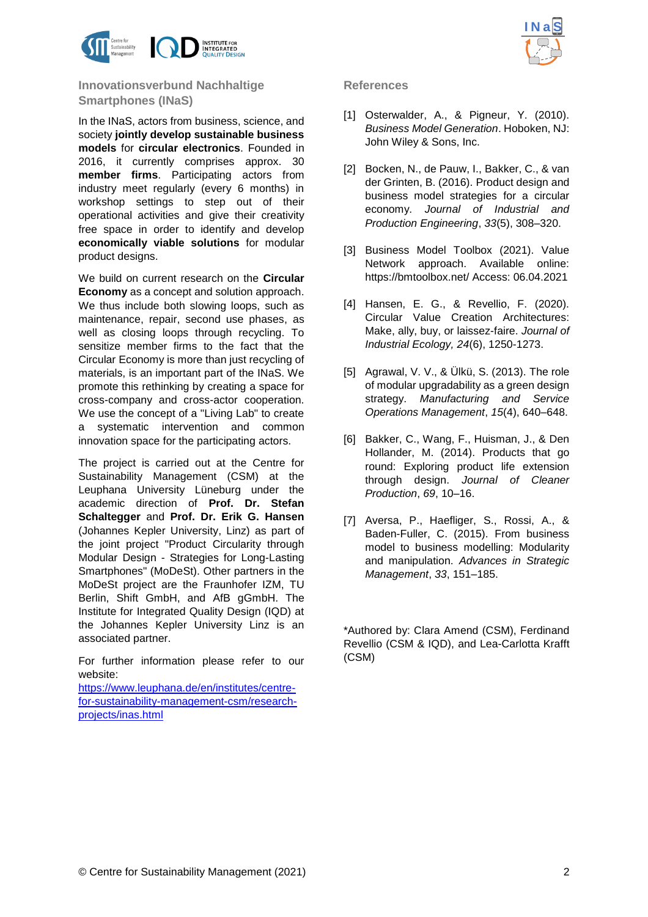## Innovationsverbund Nachhaltige Smartphones (INaS)

In the INaS, actors from business, science, and society **jointly develop sustainable business models** for **circular electronics**. Founded in 2016, it currently comprises approx. 30 **member firms**. Participating actors from industry meet regularly (every 6 months) in workshop settings to step out of their operational activities and give their creativity free space in order to identify and develop **economically viable solutions** for modular product designs.

We build on current research on the **Circular Economy** as a concept and solution approach. We thus include both slowing loops, such as maintenance, repair, second use phases, as well as closing loops through recycling. To sensitize member firms to the fact that the Circular Economy is more than just recycling of materials, is an important part of the INaS. We promote this rethinking by creating a space for cross-company and cross-actor cooperation. We use the concept of a "Living Lab" to create a systematic intervention and common innovation space for the participating actors.

The project is carried out at the Centre for Sustainability Management (CSM) at the Leuphana University Lüneburg under the academic direction of **Prof. Dr. Stefan Schaltegger** and **Prof. Dr. Erik G. Hansen** (Johannes Kepler University, Linz) as part of the joint project "Product Circularity through Modular Design - Strategies for Long-Lasting Smartphones" (MoDeSt). Other partners in the MoDeSt project are the Fraunhofer IZM, TU Berlin, Shift GmbH, and AfB gGmbH. The Institute for Integrated Quality Design (IQD) at the Johannes Kepler University Linz is an associated partner.

For further information please refer to our website:
[https://www.leuphana.de/en/institutes/centre-for-sustainability-management-csm/research-projects/inas.html](https://www.leuphana.de/en/institutes/centre-for-sustainability-management-csm/research-projects/inas.html)

## References

[1] Osterwalder, A., & Pigneur, Y. (2010). *Business Model Generation*. Hoboken, NJ: John Wiley & Sons, Inc.

[2] Bocken, N., de Pauw, I., Bakker, C., & van der Grinten, B. (2016). Product design and business model strategies for a circular economy. *Journal of Industrial and Production Engineering*, *33*(5), 308–320.

[3] Business Model Toolbox (2021). Value Network approach. Available online: https://bmtoolbox.net/ Access: 06.04.2021

[4] Hansen, E. G., & Revellio, F. (2020). Circular Value Creation Architectures: Make, ally, buy, or laissez-faire. *Journal of Industrial Ecology, 24*(6), 1250-1273.

[5] Agrawal, V. V., & Ülkü, S. (2013). The role of modular upgradability as a green design strategy. *Manufacturing and Service Operations Management*, *15*(4), 640–648.

[6] Bakker, C., Wang, F., Huisman, J., & Den Hollander, M. (2014). Products that go round: Exploring product life extension through design. *Journal of Cleaner Production*, *69*, 10–16.

[7] Aversa, P., Haefliger, S., Rossi, A., & Baden-Fuller, C. (2015). From business model to business modelling: Modularity and manipulation. *Advances in Strategic Management*, *33*, 151–185.

*Authored by: Clara Amend (CSM), Ferdinand Revellio (CSM & IQD), and Lea-Carlotta Krafft (CSM)

© Centre for Sustainability Management (2021)